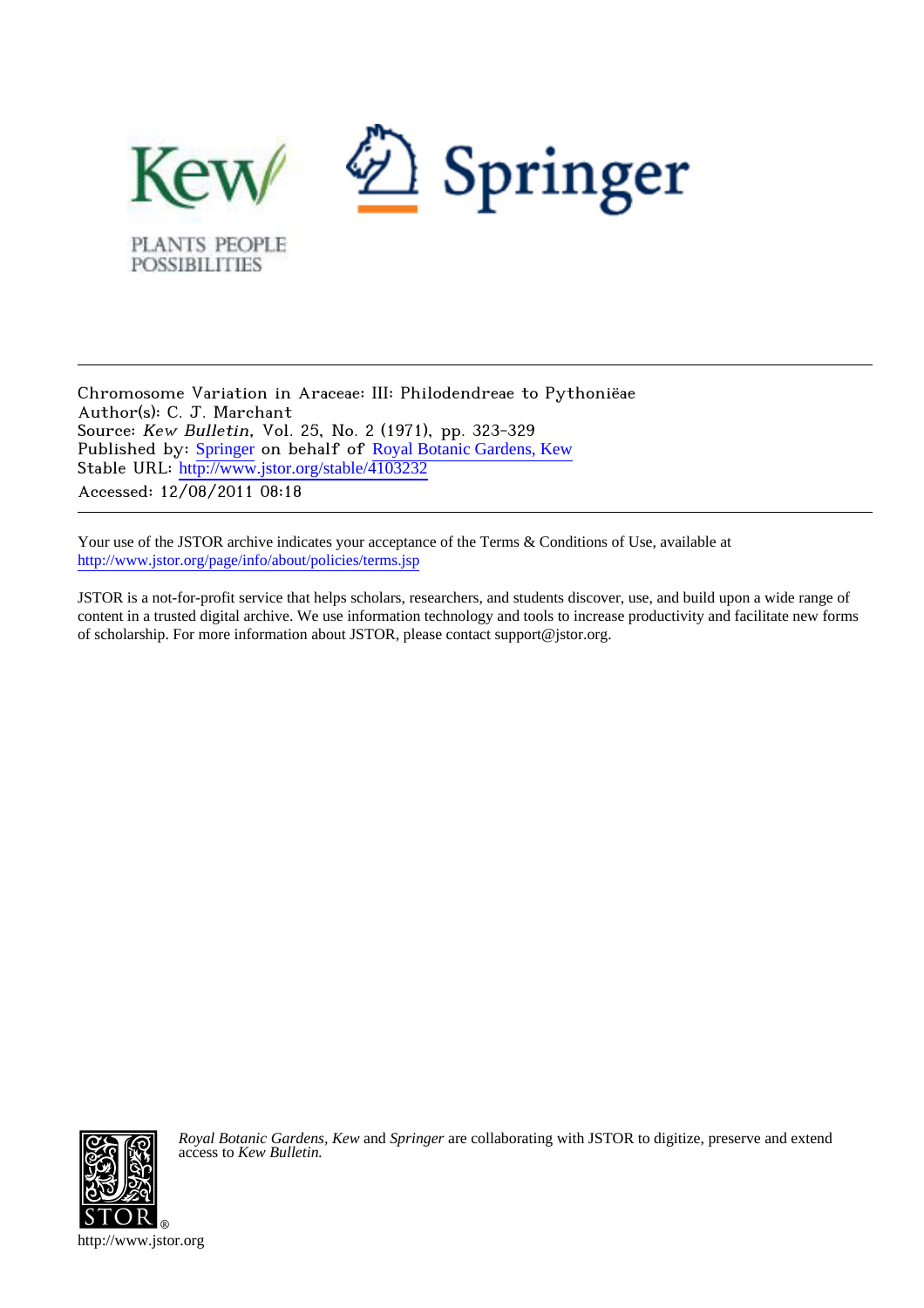Chromosome Variation in Araceae: III: Philodendreae to Pythoniëae
Author(s): C. J. Marchant
Source: *Kew Bulletin*, Vol. 25, No. 2 (1971), pp. 323-329
Published by: Springer on behalf of Royal Botanic Gardens, Kew
Stable URL: http://www.jstor.org/stable/4103232
Accessed: 12/08/2011 08:18

Your use of the JSTOR archive indicates your acceptance of the Terms & Conditions of Use, available at
http://www.jstor.org/page/info/about/policies/terms.jsp

JSTOR is a not-for-profit service that helps scholars, researchers, and students discover, use, and build upon a wide range of content in a trusted digital archive. We use information technology and tools to increase productivity and facilitate new forms of scholarship. For more information about JSTOR, please contact support@jstor.org.

*Royal Botanic Gardens, Kew* and *Springer* are collaborating with JSTOR to digitize, preserve and extend access to *Kew Bulletin.*

http://www.jstor.org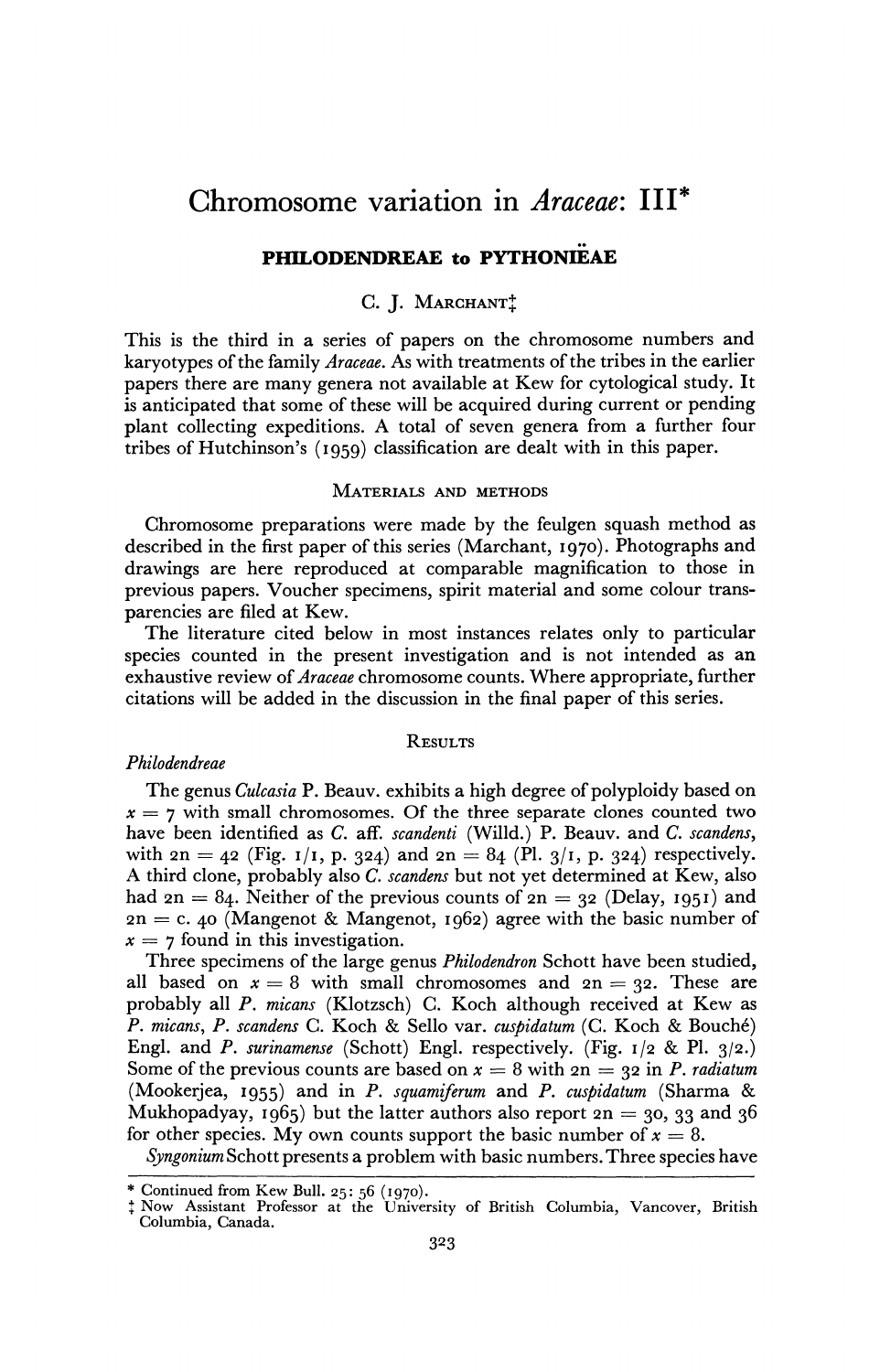# Chromosome variation in *Araceae*: III*

## PHILODENDREAE to PYTHONIËAE

C. J. MARCHANT‡

This is the third in a series of papers on the chromosome numbers and karyotypes of the family *Araceae*. As with treatments of the tribes in the earlier papers there are many genera not available at Kew for cytological study. It is anticipated that some of these will be acquired during current or pending plant collecting expeditions. A total of seven genera from a further four tribes of Hutchinson's (1959) classification are dealt with in this paper.

### MATERIALS AND METHODS

Chromosome preparations were made by the feulgen squash method as described in the first paper of this series (Marchant, 1970). Photographs and drawings are here reproduced at comparable magnification to those in previous papers. Voucher specimens, spirit material and some colour transparencies are filed at Kew.

The literature cited below in most instances relates only to particular species counted in the present investigation and is not intended as an exhaustive review of *Araceae* chromosome counts. Where appropriate, further citations will be added in the discussion in the final paper of this series.

### RESULTS

*Philodendreae*

The genus *Culcasia* P. Beauv. exhibits a high degree of polyploidy based on $x = 7$ with small chromosomes. Of the three separate clones counted two have been identified as *C.* aff. *scandenti* (Willd.) P. Beauv. and *C. scandens*, with $2n = 42$ (Fig. 1/1, p. 324) and $2n = 84$ (Pl. 3/1, p. 324) respectively. A third clone, probably also *C. scandens* but not yet determined at Kew, also had $2n = 84$. Neither of the previous counts of $2n = 32$ (Delay, 1951) and $2n =$ c. 40 (Mangenot & Mangenot, 1962) agree with the basic number of $x = 7$ found in this investigation.

Three specimens of the large genus *Philodendron* Schott have been studied, all based on $x = 8$ with small chromosomes and $2n = 32$. These are probably all *P. micans* (Klotzsch) C. Koch although received at Kew as *P. micans*, *P. scandens* C. Koch & Sello var. *cuspidatum* (C. Koch & Bouché) Engl. and *P. surinamense* (Schott) Engl. respectively. (Fig. 1/2 & Pl. 3/2.) Some of the previous counts are based on $x = 8$ with $2n = 32$ in *P. radiatum* (Mookerjea, 1955) and in *P. squamiferum* and *P. cuspidatum* (Sharma & Mukhopadyay, 1965) but the latter authors also report $2n = 30$, 33 and 36 for other species. My own counts support the basic number of $x = 8$.

*Syngonium* Schott presents a problem with basic numbers. Three species have

---

\* Continued from Kew Bull. 25: 56 (1970).

‡ Now Assistant Professor at the University of British Columbia, Vancover, British Columbia, Canada.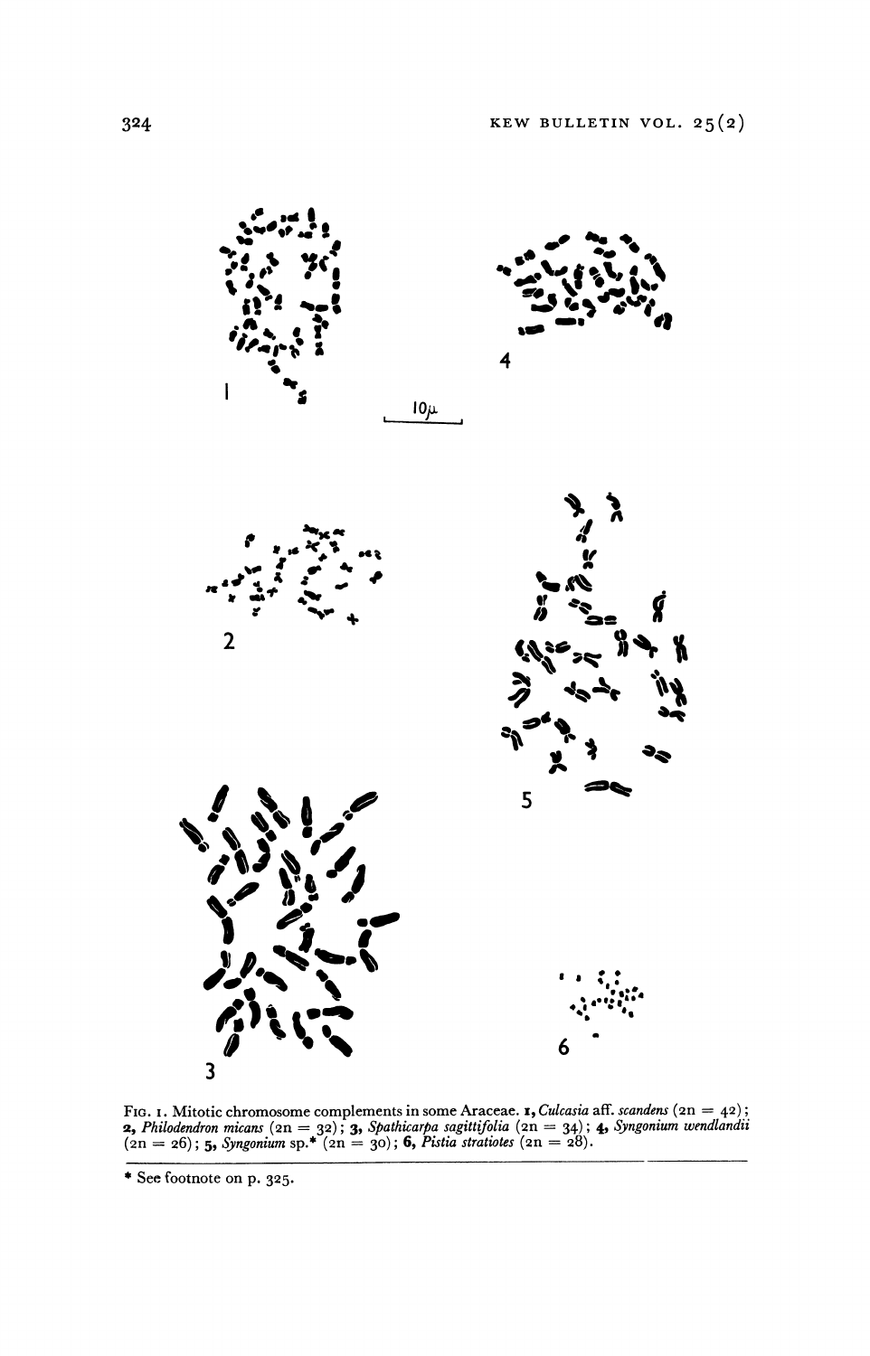Fig. 1. Mitotic chromosome complements in some Araceae. **1**, *Culcasia* aff. *scandens* (2n = 42); **2**, *Philodendron micans* (2n = 32); **3**, *Spathicarpa sagittifolia* (2n = 34); **4**, *Syngonium wendlandii* (2n = 26); **5**, *Syngonium* sp.* (2n = 30); **6**, *Pistia stratiotes* (2n = 28).

\* See footnote on p. 325.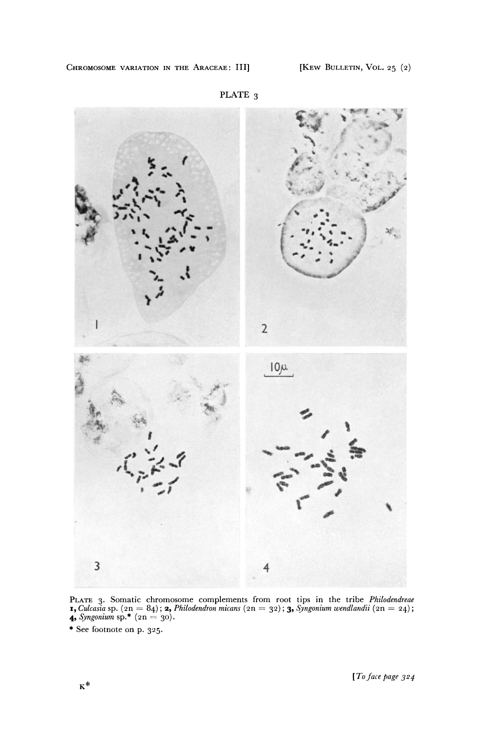PLATE 3

PLATE 3. Somatic chromosome complements from root tips in the tribe *Philodendreae* **1,** *Culcasia* sp. (2n = 84); **2,** *Philodendron micans* (2n = 32); **3,** *Syngonium wendlandii* (2n = 24); **4,** *Syngonium* sp.* (2n = 30).

\* See footnote on p. 325.

[*To face page 324*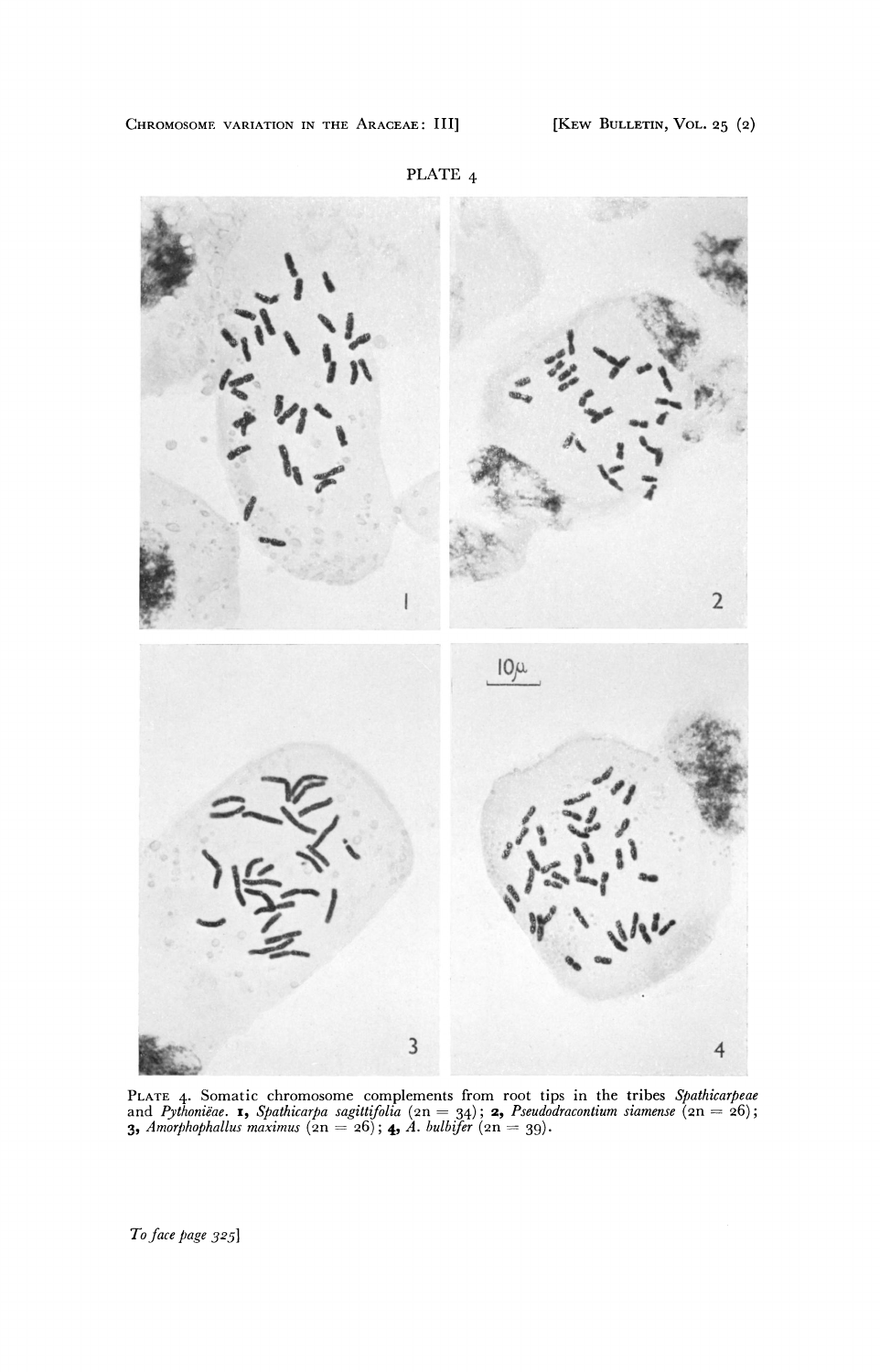PLATE 4

PLATE 4. Somatic chromosome complements from root tips in the tribes *Spathicarpeae* and *Pythonieae*. **1,** *Spathicarpa sagittifolia* (2n = 34); **2,** *Pseudodracontium siamense* (2n = 26); **3,** *Amorphophallus maximus* (2n = 26); **4,** *A. bulbifer* (2n = 39).

*To face page 325*]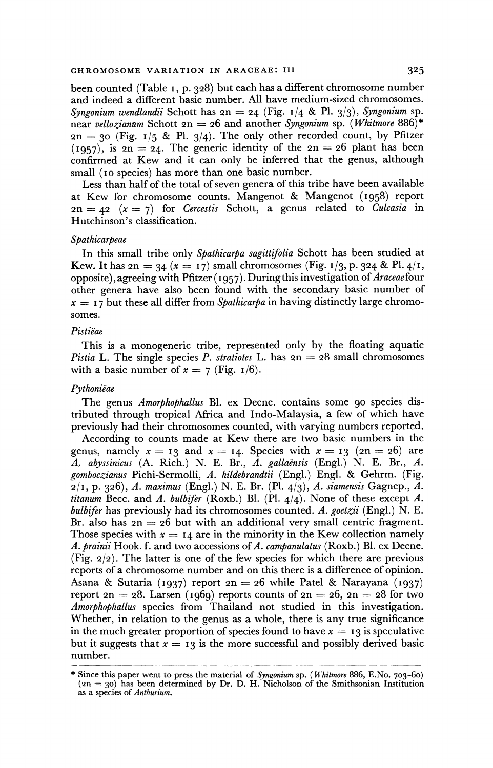been counted (Table 1, p. 328) but each has a different chromosome number and indeed a different basic number. All have medium-sized chromosomes. *Syngonium wendlandii* Schott has $2n = 24$ (Fig. 1/4 & Pl. 3/3), *Syngonium* sp. near *vellozianum* Schott $2n = 26$ and another *Syngonium* sp. (*Whitmore* 886)* $2n = 30$ (Fig. 1/5 & Pl. 3/4). The only other recorded count, by Pfitzer (1957), is $2n = 24$. The generic identity of the $2n = 26$ plant has been confirmed at Kew and it can only be inferred that the genus, although small (10 species) has more than one basic number.

Less than half of the total of seven genera of this tribe have been available at Kew for chromosome counts. Mangenot & Mangenot (1958) report $2n = 42$ ($x = 7$) for *Cercestis* Schott, a genus related to *Culcasia* in Hutchinson's classification.

*Spathicarpeae*

In this small tribe only *Spathicarpa sagittifolia* Schott has been studied at Kew. It has $2n = 34$ ($x = 17$) small chromosomes (Fig. 1/3, p. 324 & Pl. 4/1, opposite), agreeing with Pfitzer (1957). During this investigation of *Araceae* four other genera have also been found with the secondary basic number of $x = 17$ but these all differ from *Spathicarpa* in having distinctly large chromosomes.

*Pistiëae*

This is a monogeneric tribe, represented only by the floating aquatic *Pistia* L. The single species *P. stratiotes* L. has $2n = 28$ small chromosomes with a basic number of $x = 7$ (Fig. 1/6).

*Pythoniëae*

The genus *Amorphophallus* Bl. ex Decne. contains some 90 species distributed through tropical Africa and Indo-Malaysia, a few of which have previously had their chromosomes counted, with varying numbers reported.

According to counts made at Kew there are two basic numbers in the genus, namely $x = 13$ and $x = 14$. Species with $x = 13$ ($2n = 26$) are *A. abyssinicus* (A. Rich.) N. E. Br., *A. gallaënsis* (Engl.) N. E. Br., *A. gomboczianus* Pichi-Sermolli, *A. hildebrandtii* (Engl.) Engl. & Gehrm. (Fig. 2/1, p. 326), *A. maximus* (Engl.) N. E. Br. (Pl. 4/3), *A. siamensis* Gagnep., *A. titanum* Becc. and *A. bulbifer* (Roxb.) Bl. (Pl. 4/4). None of these except *A. bulbifer* has previously had its chromosomes counted. *A. goetzii* (Engl.) N. E. Br. also has $2n = 26$ but with an additional very small centric fragment. Those species with $x = 14$ are in the minority in the Kew collection namely *A. prainii* Hook. f. and two accessions of *A. campanulatus* (Roxb.) Bl. ex Decne. (Fig. 2/2). The latter is one of the few species for which there are previous reports of a chromosome number and on this there is a difference of opinion. Asana & Sutaria (1937) report $2n = 26$ while Patel & Narayana (1937) report $2n = 28$. Larsen (1969) reports counts of $2n = 26$, $2n = 28$ for two *Amorphophallus* species from Thailand not studied in this investigation. Whether, in relation to the genus as a whole, there is any true significance in the much greater proportion of species found to have $x = 13$ is speculative but it suggests that $x = 13$ is the more successful and possibly derived basic number.

---

\* Since this paper went to press the material of *Syngonium* sp. (*Whitmore* 886, E.No. 703–60) ($2n = 30$) has been determined by Dr. D. H. Nicholson of the Smithsonian Institution as a species of *Anthurium*.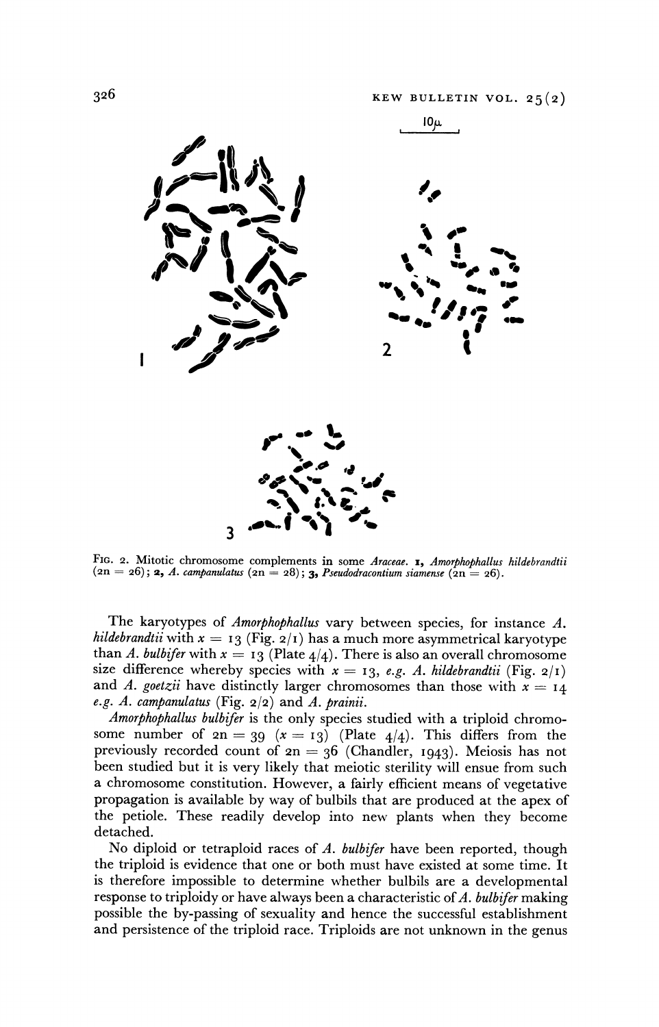10μ

Fig. 2. Mitotic chromosome complements in some *Araceae*. **1**, *Amorphophallus hildebrandtii* ($2n = 26$); **2**, *A. campanulatus* ($2n = 28$); **3**, *Pseudodracontium siamense* ($2n = 26$).

The karyotypes of *Amorphophallus* vary between species, for instance *A. hildebrandtii* with $x = 13$ (Fig. 2/1) has a much more asymmetrical karyotype than *A. bulbifer* with $x = 13$ (Plate 4/4). There is also an overall chromosome size difference whereby species with $x = 13$, *e.g. A. hildebrandtii* (Fig. 2/1) and *A. goetzii* have distinctly larger chromosomes than those with $x = 14$ *e.g. A. campanulatus* (Fig. 2/2) and *A. prainii*.

*Amorphophallus bulbifer* is the only species studied with a triploid chromosome number of $2n = 39$ ($x = 13$) (Plate 4/4). This differs from the previously recorded count of $2n = 36$ (Chandler, 1943). Meiosis has not been studied but it is very likely that meiotic sterility will ensue from such a chromosome constitution. However, a fairly efficient means of vegetative propagation is available by way of bulbils that are produced at the apex of the petiole. These readily develop into new plants when they become detached.

No diploid or tetraploid races of *A. bulbifer* have been reported, though the triploid is evidence that one or both must have existed at some time. It is therefore impossible to determine whether bulbils are a developmental response to triploidy or have always been a characteristic of *A. bulbifer* making possible the by-passing of sexuality and hence the successful establishment and persistence of the triploid race. Triploids are not unknown in the genus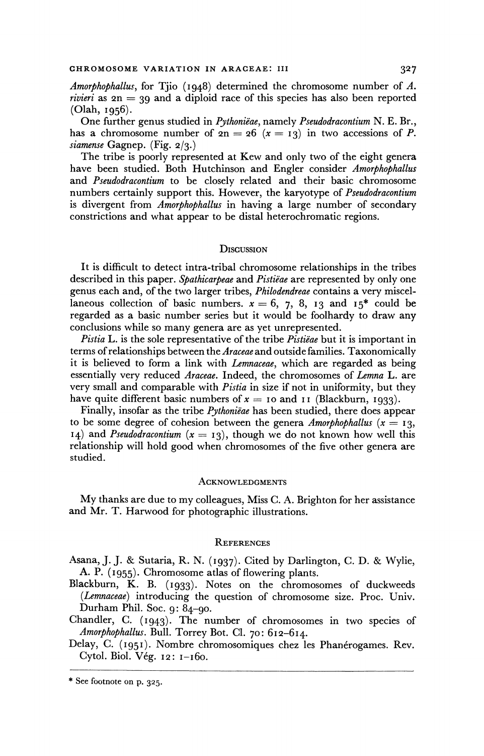*Amorphophallus*, for Tjio (1948) determined the chromosome number of *A. rivieri* as $2n = 39$ and a diploid race of this species has also been reported (Olah, 1956).

One further genus studied in *Pythonieae*, namely *Pseudodracontium* N. E. Br., has a chromosome number of $2n = 26$ ($x = 13$) in two accessions of *P. siamense* Gagnep. (Fig. 2/3.)

The tribe is poorly represented at Kew and only two of the eight genera have been studied. Both Hutchinson and Engler consider *Amorphophallus* and *Pseudodracontium* to be closely related and their basic chromosome numbers certainly support this. However, the karyotype of *Pseudodracontium* is divergent from *Amorphophallus* in having a large number of secondary constrictions and what appear to be distal heterochromatic regions.

## Discussion

It is difficult to detect intra-tribal chromosome relationships in the tribes described in this paper. *Spathicarpeae* and *Pistiëae* are represented by only one genus each and, of the two larger tribes, *Philodendreae* contains a very miscellaneous collection of basic numbers. $x = 6$, 7, 8, 13 and 15* could be regarded as a basic number series but it would be foolhardy to draw any conclusions while so many genera are as yet unrepresented.

*Pistia* L. is the sole representative of the tribe *Pistiëae* but it is important in terms of relationships between the *Araceae* and outside families. Taxonomically it is believed to form a link with *Lemnaceae*, which are regarded as being essentially very reduced *Araceae*. Indeed, the chromosomes of *Lemna* L. are very small and comparable with *Pistia* in size if not in uniformity, but they have quite different basic numbers of $x = 10$ and 11 (Blackburn, 1933).

Finally, insofar as the tribe *Pythoniëae* has been studied, there does appear to be some degree of cohesion between the genera *Amorphophallus* ($x = 13$, 14) and *Pseudodracontium* ($x = 13$), though we do not known how well this relationship will hold good when chromosomes of the five other genera are studied.

## Acknowledgments

My thanks are due to my colleagues, Miss C. A. Brighton for her assistance and Mr. T. Harwood for photographic illustrations.

## References

Asana, J. J. & Sutaria, R. N. (1937). Cited by Darlington, C. D. & Wylie, A. P. (1955). Chromosome atlas of flowering plants.

Blackburn, K. B. (1933). Notes on the chromosomes of duckweeds (*Lemnaceae*) introducing the question of chromosome size. Proc. Univ. Durham Phil. Soc. 9: 84–90.

Chandler, C. (1943). The number of chromosomes in two species of *Amorphophallus*. Bull. Torrey Bot. Cl. 70: 612–614.

Delay, C. (1951). Nombre chromosomiques chez les Phanérogames. Rev. Cytol. Biol. Vég. 12: 1–160.

* See footnote on p. 325.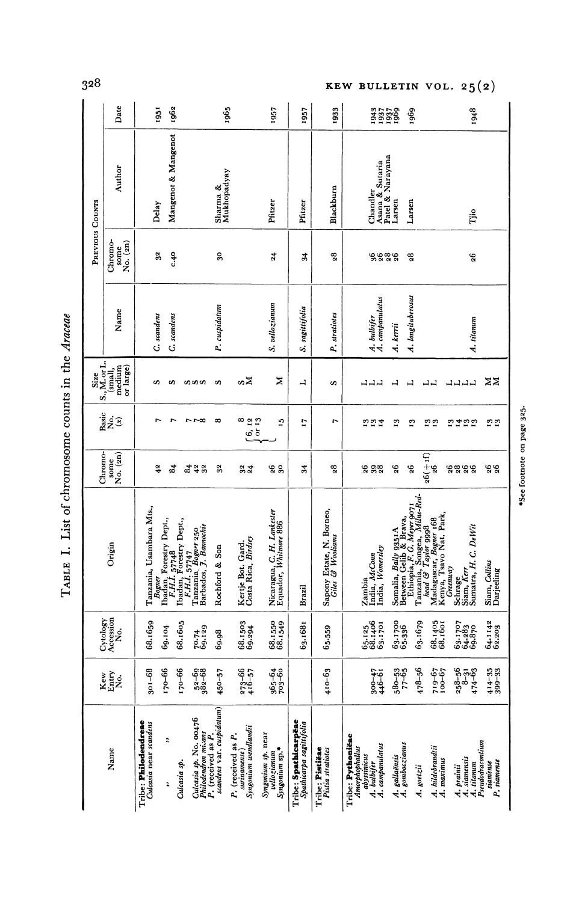# Table I. List of chromosome counts in the *Araceae*

| Name | Kew Entry No. | Cytology Accession No. | Origin | Chromosome No. (2n) | Basic No. (x) | Size S., M. or L. (small, medium or large) | Previous Counts: Name | Previous Counts: Chromosome No. (2n) | Previous Counts: Author | Previous Counts: Date |
|---|---|---|---|---|---|---|---|---|---|---|
| **Tribe: Philodendreae** | | | | | | | | | | |
| *Culcasia* near *scandens* | 301–68 | 68.1659 | Tanzania, Usambara Mts., *Bogner* | 42 | 7 | S | *C. scandens* | 32 | Delay | 1951 |
| ,, ,, | 170–66 | 69.104 | Ibadan, Forestry Dept., *F.H.I. 57748* | 84 | 7 | S | *C. scandens* | c.40 | Mangenot & Mangenot | 1962 |
| *Culcasia* sp. | 170–66 | 68.1605 | Ibadan, Forestry Dept., *F.H.I. 57747* | 84 | 7 | S | | | | |
| *Culcasia* sp. No. 00476 | 52–69 | 70.74 | Tanzania, *Bogner* 250 | 42 | 7 | S | | | | |
| *Philodendron micans* | 382–68 | 69.129 | Barbados, *J. Bannochie* | 32 | 8 | S | | | | |
| *P.* (received as *P. scandens* var. *cuspidatum*) | 450–57 | 69.98 | Rochford & Son | 32 | 8 | S | *P. cuspidatum* | 30 | Sharma & Mukhopadyay | 1965 |
| *P.* (received as *P. surinamense*) | 273–66 | 68.1503 | Kertje Bot. Gard. | 32 | 8 | S | | | | |
| *Syngonium wendlandii* | 416–57 | 69.294 | Costa Rica, *Birdsey* | 24 | 6, 12 or 13 | M | | | | |
| *Syngonium* sp. near *vellozianum* | 365–64 | 68.1550 | Nicaragua, *C. H. Lankester* | 26 | | | *S. vellozianum* | 24 | Pfitzer | 1957 |
| *Syngonium* sp.* | 703–60 | 68.1549 | Equador, *Whitmore* 886 | 30 | 15 | M | | | | |
| **Tribe: Spathicarpeae** | | | | | | | | | | |
| *Spathicarpa sagittifolia* | | 63.1681 | Brazil | 34 | 17 | L | *S. sagittifolia* | 34 | Pfitzer | 1957 |
| **Tribe: Pistieae** | | | | | | | | | | |
| *Pistia stratiotes* | 410–63 | 65.559 | Sapony Estate, N. Borneo, *Giles & Wooliams* | 28 | 7 | S | *P. stratiotes* | 28 | Blackburn | 1933 |
| **Tribe: Pythonieae** | | | | | | | | | | |
| *Amorphophallus abyssinicus* | | 65.125 | Zambia | 26 | 13 | L | | | | |
| *A. bulbifer* | 300–47 | 68.1406 | India, *McConn* | 39 | 13 | L | *A. bulbifer* | 36 | Chandler | 1943 |
| *A. campanulatus* | 446–61 | 63.1701 | India, *Womersley* | 28 | 14 | L | *A. campanulatus* | 26 | Asana & Sutaria | 1937 |
| | | | | | | | | 28 | Patel & Narayana | 1937 |
| | | | | | | | | 26 | Larsen | 1969 |
| *A. gallaënsis* | 580–53 | 63.1700 | Somalia, *Bally* 9351A | 26 | 13 | L | *A. kerrii* | | | |
| *A. gomboczianus* | 77–65 | 65.336 | Between Gelib & Brava, Ethiopia, *F. G. Meyer* 9071 | | | | | | | |
| *A. goetzii* | 478–56 | 63.1679 | Tanzania, Songea, *Milne-Redhead & Taylor* 9998 | 26 | 13 | L | *A. longituberosus* | 28 | Larsen | 1969 |
| *A. hildebrandtii* | 719–67 | 68.1405 | Madagascar, *Bogner* 168 | 26(+1f) | 13 | L | | | | |
| *A. maximus* | 100–67 | 68.1601 | Kenya, Tsavo Nat. Park, *Greenway* | 26 | 13 | L | | | | |
| *A. prainii* | 238–56 | 63.1707 | Schrage | 26 | 13 | L | | | | |
| *A. siamensis* | 8–31 | 64.283 | Siam, *Kerr* | 28 | 14 | L | | | | |
| *A. titanum* | 474–63 | 69.870 | Sumatra, *H. C. DeWit* | 26 | 13 | L | *A. titanum* | 26 | Tjio | 1948 |
| *Pseudodracontium siamense* | 414–35 | 64.1142 | Siam, *Collins* | 26 | 13 | M | | | | |
| *P. siamense* | 399–33 | 62.203 | Darjeeling | 26 | 13 | M | | | | |

*See footnote on page 325.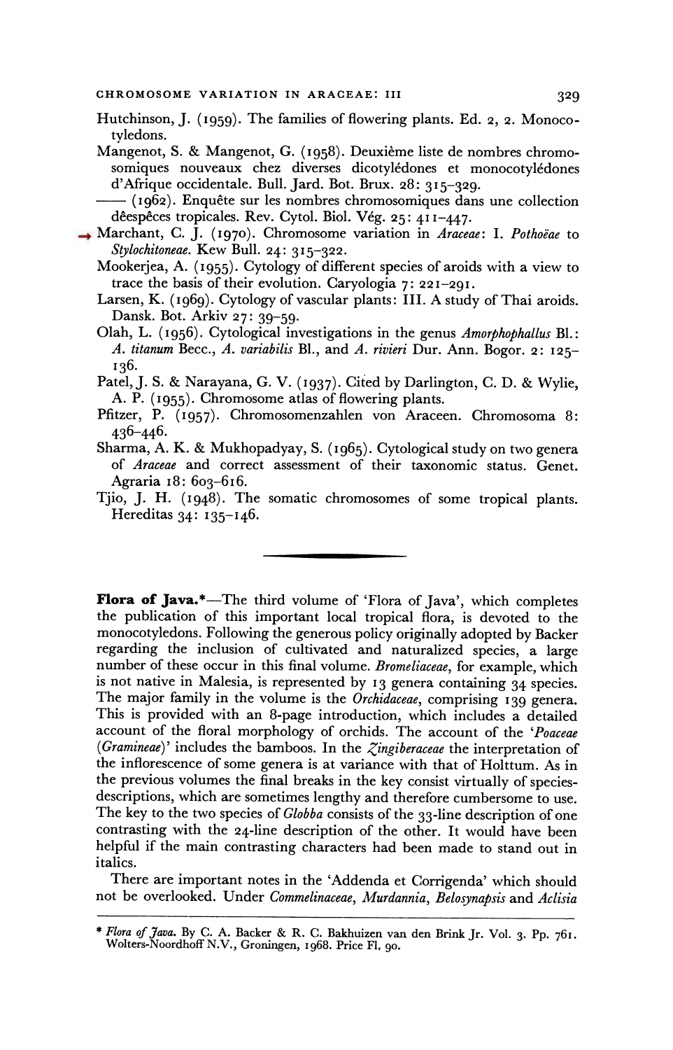Hutchinson, J. (1959). The families of flowering plants. Ed. 2, 2. Monocotyledons.

Mangenot, S. & Mangenot, G. (1958). Deuxième liste de nombres chromosomiques nouveaux chez diverses dicotylédones et monocotylédones d'Afrique occidentale. Bull. Jard. Bot. Brux. 28: 315–329.

—— (1962). Enquête sur les nombres chromosomiques dans une collection dêespêces tropicales. Rev. Cytol. Biol. Vég. 25: 411–447.

→ Marchant, C. J. (1970). Chromosome variation in *Araceae*: I. *Pothoëae* to *Stylochitoneae*. Kew Bull. 24: 315–322.

Mookerjea, A. (1955). Cytology of different species of aroids with a view to trace the basis of their evolution. Caryologia 7: 221–291.

Larsen, K. (1969). Cytology of vascular plants: III. A study of Thai aroids. Dansk. Bot. Arkiv 27: 39–59.

Olah, L. (1956). Cytological investigations in the genus *Amorphophallus* Bl.: *A. titanum* Becc., *A. variabilis* Bl., and *A. rivieri* Dur. Ann. Bogor. 2: 125–136.

Patel, J. S. & Narayana, G. V. (1937). Cited by Darlington, C. D. & Wylie, A. P. (1955). Chromosome atlas of flowering plants.

Pfitzer, P. (1957). Chromosomenzahlen von Araceen. Chromosoma 8: 436–446.

Sharma, A. K. & Mukhopadyay, S. (1965). Cytological study on two genera of *Araceae* and correct assessment of their taxonomic status. Genet. Agraria 18: 603–616.

Tjio, J. H. (1948). The somatic chromosomes of some tropical plants. Hereditas 34: 135–146.

---

**Flora of Java.***—The third volume of 'Flora of Java', which completes the publication of this important local tropical flora, is devoted to the monocotyledons. Following the generous policy originally adopted by Backer regarding the inclusion of cultivated and naturalized species, a large number of these occur in this final volume. *Bromeliaceae*, for example, which is not native in Malesia, is represented by 13 genera containing 34 species. The major family in the volume is the *Orchidaceae*, comprising 139 genera. This is provided with an 8-page introduction, which includes a detailed account of the floral morphology of orchids. The account of the '*Poaceae* (*Gramineae*)' includes the bamboos. In the *Zingiberaceae* the interpretation of the inflorescence of some genera is at variance with that of Holttum. As in the previous volumes the final breaks in the key consist virtually of species-descriptions, which are sometimes lengthy and therefore cumbersome to use. The key to the two species of *Globba* consists of the 33-line description of one contrasting with the 24-line description of the other. It would have been helpful if the main contrasting characters had been made to stand out in italics.

There are important notes in the 'Addenda et Corrigenda' which should not be overlooked. Under *Commelinaceae*, *Murdannia*, *Belosynapsis* and *Aclisia*

---

\* *Flora of Java*. By C. A. Backer & R. C. Bakhuizen van den Brink Jr. Vol. 3. Pp. 761. Wolters-Noordhoff N.V., Groningen, 1968. Price Fl. 90.